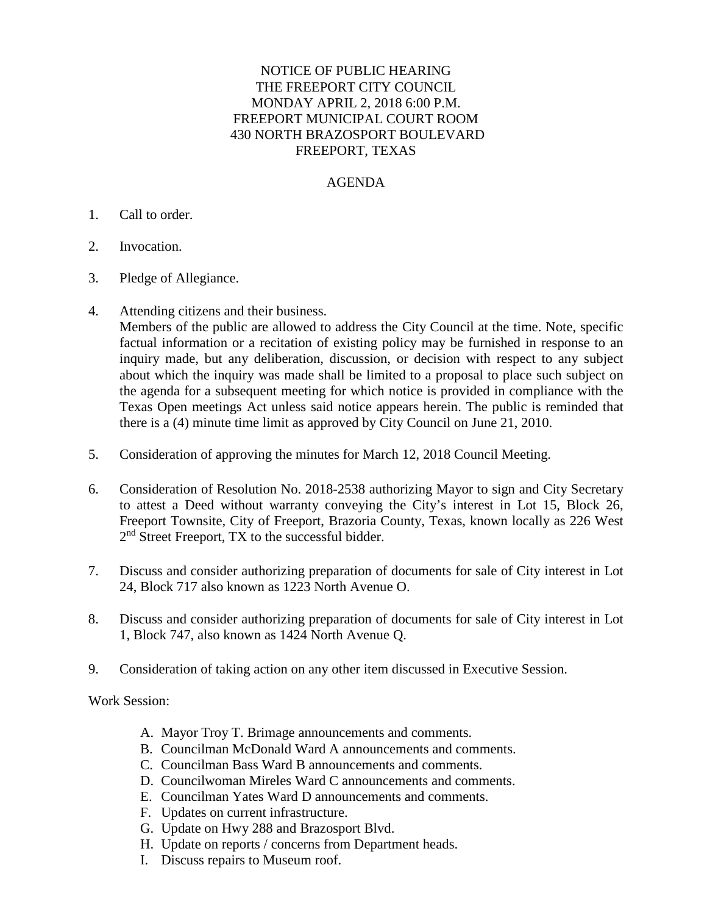# NOTICE OF PUBLIC HEARING
# THE FREEPORT CITY COUNCIL
# MONDAY APRIL 2, 2018 6:00 P.M.
# FREEPORT MUNICIPAL COURT ROOM
# 430 NORTH BRAZOSPORT BOULEVARD
# FREEPORT, TEXAS

## AGENDA

1. Call to order.

2. Invocation.

3. Pledge of Allegiance.

4. Attending citizens and their business.
   Members of the public are allowed to address the City Council at the time. Note, specific factual information or a recitation of existing policy may be furnished in response to an inquiry made, but any deliberation, discussion, or decision with respect to any subject about which the inquiry was made shall be limited to a proposal to place such subject on the agenda for a subsequent meeting for which notice is provided in compliance with the Texas Open meetings Act unless said notice appears herein. The public is reminded that there is a (4) minute time limit as approved by City Council on June 21, 2010.

5. Consideration of approving the minutes for March 12, 2018 Council Meeting.

6. Consideration of Resolution No. 2018-2538 authorizing Mayor to sign and City Secretary to attest a Deed without warranty conveying the City's interest in Lot 15, Block 26, Freeport Townsite, City of Freeport, Brazoria County, Texas, known locally as 226 West 2nd Street Freeport, TX to the successful bidder.

7. Discuss and consider authorizing preparation of documents for sale of City interest in Lot 24, Block 717 also known as 1223 North Avenue O.

8. Discuss and consider authorizing preparation of documents for sale of City interest in Lot 1, Block 747, also known as 1424 North Avenue Q.

9. Consideration of taking action on any other item discussed in Executive Session.

Work Session:

A. Mayor Troy T. Brimage announcements and comments.
B. Councilman McDonald Ward A announcements and comments.
C. Councilman Bass Ward B announcements and comments.
D. Councilwoman Mireles Ward C announcements and comments.
E. Councilman Yates Ward D announcements and comments.
F. Updates on current infrastructure.
G. Update on Hwy 288 and Brazosport Blvd.
H. Update on reports / concerns from Department heads.
I. Discuss repairs to Museum roof.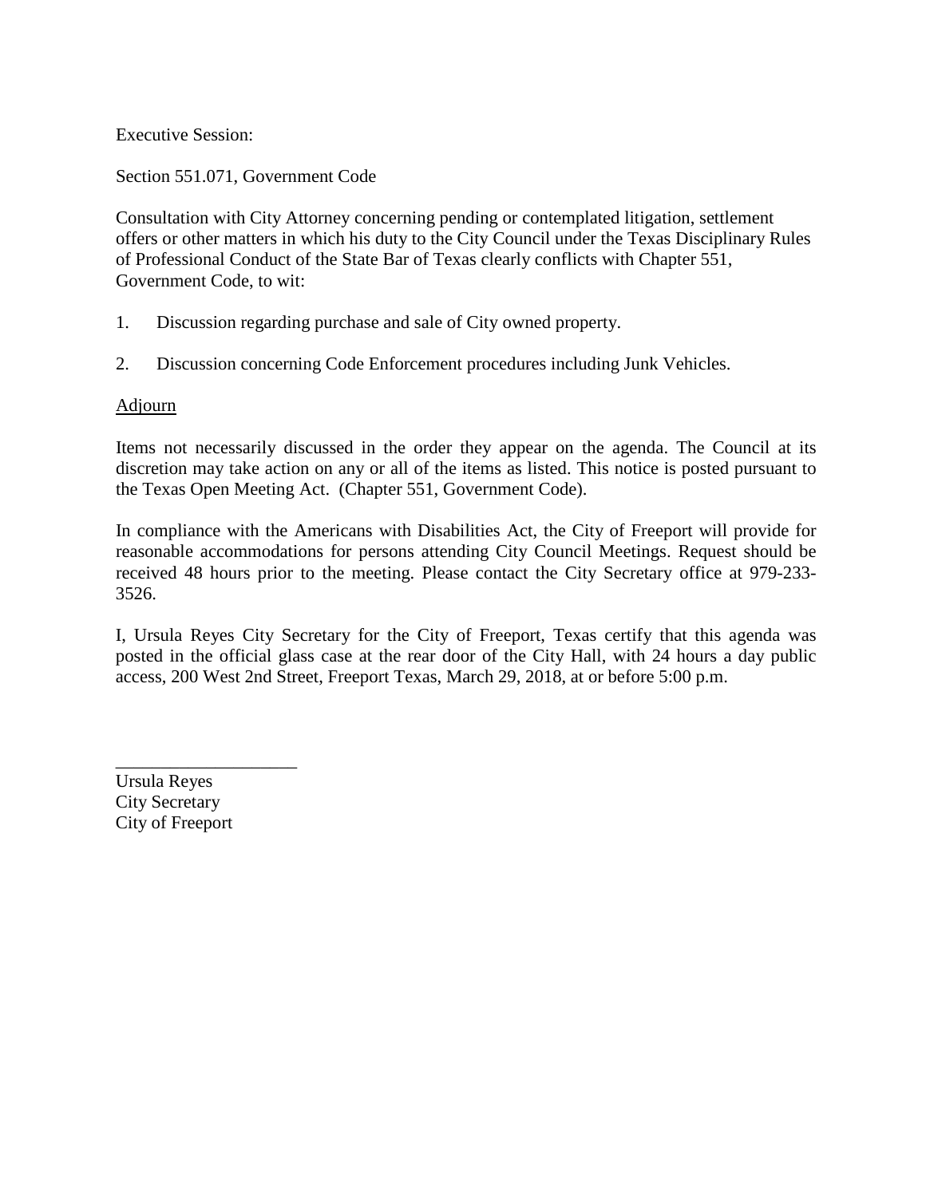Executive Session:

Section 551.071, Government Code

Consultation with City Attorney concerning pending or contemplated litigation, settlement offers or other matters in which his duty to the City Council under the Texas Disciplinary Rules of Professional Conduct of the State Bar of Texas clearly conflicts with Chapter 551, Government Code, to wit:

1. Discussion regarding purchase and sale of City owned property.

2. Discussion concerning Code Enforcement procedures including Junk Vehicles.

<u>Adjourn</u>

Items not necessarily discussed in the order they appear on the agenda. The Council at its discretion may take action on any or all of the items as listed. This notice is posted pursuant to the Texas Open Meeting Act. (Chapter 551, Government Code).

In compliance with the Americans with Disabilities Act, the City of Freeport will provide for reasonable accommodations for persons attending City Council Meetings. Request should be received 48 hours prior to the meeting. Please contact the City Secretary office at 979-233-3526.

I, Ursula Reyes City Secretary for the City of Freeport, Texas certify that this agenda was posted in the official glass case at the rear door of the City Hall, with 24 hours a day public access, 200 West 2nd Street, Freeport Texas, March 29, 2018, at or before 5:00 p.m.

____________________

Ursula Reyes
City Secretary
City of Freeport